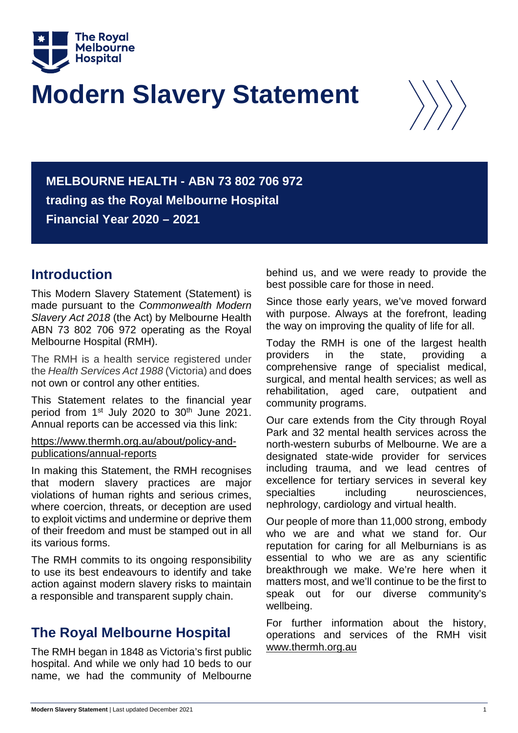The Royal Melbourne Hospital

# Modern Slavery Statement

**MELBOURNE HEALTH - ABN 73 802 706 972**
**trading as the Royal Melbourne Hospital**
**Financial Year 2020 – 2021**

## Introduction

This Modern Slavery Statement (Statement) is made pursuant to the *Commonwealth Modern Slavery Act 2018* (the Act) by Melbourne Health ABN 73 802 706 972 operating as the Royal Melbourne Hospital (RMH).

The RMH is a health service registered under the *Health Services Act 1988* (Victoria) and does not own or control any other entities.

This Statement relates to the financial year period from 1st July 2020 to 30th June 2021. Annual reports can be accessed via this link:

https://www.thermh.org.au/about/policy-and-publications/annual-reports

In making this Statement, the RMH recognises that modern slavery practices are major violations of human rights and serious crimes, where coercion, threats, or deception are used to exploit victims and undermine or deprive them of their freedom and must be stamped out in all its various forms.

The RMH commits to its ongoing responsibility to use its best endeavours to identify and take action against modern slavery risks to maintain a responsible and transparent supply chain.

## The Royal Melbourne Hospital

The RMH began in 1848 as Victoria's first public hospital. And while we only had 10 beds to our name, we had the community of Melbourne behind us, and we were ready to provide the best possible care for those in need.

Since those early years, we've moved forward with purpose. Always at the forefront, leading the way on improving the quality of life for all.

Today the RMH is one of the largest health providers in the state, providing a comprehensive range of specialist medical, surgical, and mental health services; as well as rehabilitation, aged care, outpatient and community programs.

Our care extends from the City through Royal Park and 32 mental health services across the north-western suburbs of Melbourne. We are a designated state-wide provider for services including trauma, and we lead centres of excellence for tertiary services in several key specialties including neurosciences, nephrology, cardiology and virtual health.

Our people of more than 11,000 strong, embody who we are and what we stand for. Our reputation for caring for all Melburnians is as essential to who we are as any scientific breakthrough we make. We're here when it matters most, and we'll continue to be the first to speak out for our diverse community's wellbeing.

For further information about the history, operations and services of the RMH visit www.thermh.org.au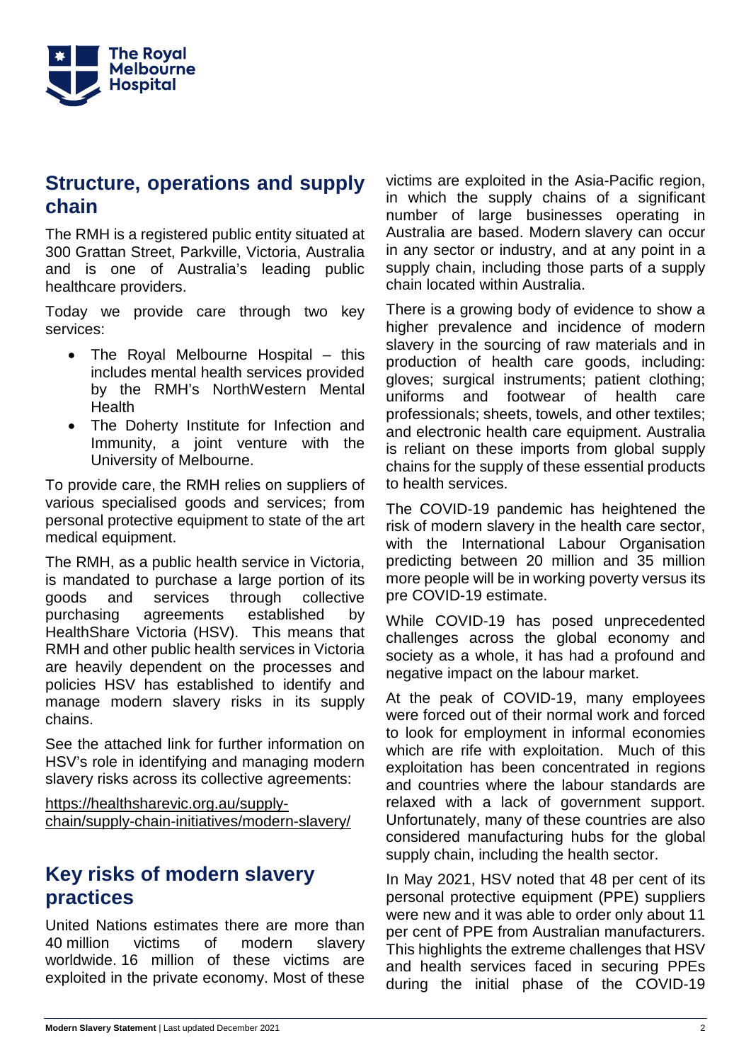## Structure, operations and supply chain

The RMH is a registered public entity situated at 300 Grattan Street, Parkville, Victoria, Australia and is one of Australia's leading public healthcare providers.

Today we provide care through two key services:

- The Royal Melbourne Hospital – this includes mental health services provided by the RMH's NorthWestern Mental Health
- The Doherty Institute for Infection and Immunity, a joint venture with the University of Melbourne.

To provide care, the RMH relies on suppliers of various specialised goods and services; from personal protective equipment to state of the art medical equipment.

The RMH, as a public health service in Victoria, is mandated to purchase a large portion of its goods and services through collective purchasing agreements established by HealthShare Victoria (HSV). This means that RMH and other public health services in Victoria are heavily dependent on the processes and policies HSV has established to identify and manage modern slavery risks in its supply chains.

See the attached link for further information on HSV's role in identifying and managing modern slavery risks across its collective agreements:

https://healthsharevic.org.au/supply-chain/supply-chain-initiatives/modern-slavery/

## Key risks of modern slavery practices

United Nations estimates there are more than 40 million victims of modern slavery worldwide. 16 million of these victims are exploited in the private economy. Most of these victims are exploited in the Asia-Pacific region, in which the supply chains of a significant number of large businesses operating in Australia are based. Modern slavery can occur in any sector or industry, and at any point in a supply chain, including those parts of a supply chain located within Australia.

There is a growing body of evidence to show a higher prevalence and incidence of modern slavery in the sourcing of raw materials and in production of health care goods, including: gloves; surgical instruments; patient clothing; uniforms and footwear of health care professionals; sheets, towels, and other textiles; and electronic health care equipment. Australia is reliant on these imports from global supply chains for the supply of these essential products to health services.

The COVID-19 pandemic has heightened the risk of modern slavery in the health care sector, with the International Labour Organisation predicting between 20 million and 35 million more people will be in working poverty versus its pre COVID-19 estimate.

While COVID-19 has posed unprecedented challenges across the global economy and society as a whole, it has had a profound and negative impact on the labour market.

At the peak of COVID-19, many employees were forced out of their normal work and forced to look for employment in informal economies which are rife with exploitation. Much of this exploitation has been concentrated in regions and countries where the labour standards are relaxed with a lack of government support. Unfortunately, many of these countries are also considered manufacturing hubs for the global supply chain, including the health sector.

In May 2021, HSV noted that 48 per cent of its personal protective equipment (PPE) suppliers were new and it was able to order only about 11 per cent of PPE from Australian manufacturers. This highlights the extreme challenges that HSV and health services faced in securing PPEs during the initial phase of the COVID-19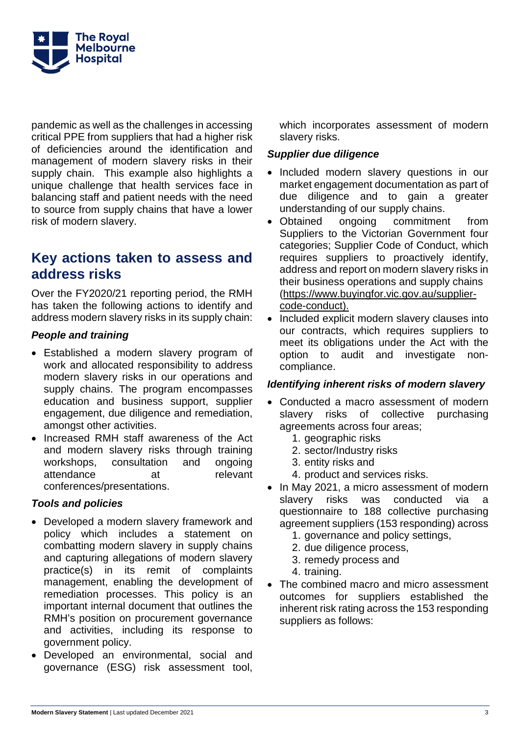pandemic as well as the challenges in accessing critical PPE from suppliers that had a higher risk of deficiencies around the identification and management of modern slavery risks in their supply chain. This example also highlights a unique challenge that health services face in balancing staff and patient needs with the need to source from supply chains that have a lower risk of modern slavery.

## Key actions taken to assess and address risks

Over the FY2020/21 reporting period, the RMH has taken the following actions to identify and address modern slavery risks in its supply chain:

### *People and training*

- Established a modern slavery program of work and allocated responsibility to address modern slavery risks in our operations and supply chains. The program encompasses education and business support, supplier engagement, due diligence and remediation, amongst other activities.
- Increased RMH staff awareness of the Act and modern slavery risks through training workshops, consultation and ongoing attendance at relevant conferences/presentations.

### *Tools and policies*

- Developed a modern slavery framework and policy which includes a statement on combatting modern slavery in supply chains and capturing allegations of modern slavery practice(s) in its remit of complaints management, enabling the development of remediation processes. This policy is an important internal document that outlines the RMH's position on procurement governance and activities, including its response to government policy.
- Developed an environmental, social and governance (ESG) risk assessment tool, which incorporates assessment of modern slavery risks.

### *Supplier due diligence*

- Included modern slavery questions in our market engagement documentation as part of due diligence and to gain a greater understanding of our supply chains.
- Obtained ongoing commitment from Suppliers to the Victorian Government four categories; Supplier Code of Conduct, which requires suppliers to proactively identify, address and report on modern slavery risks in their business operations and supply chains (https://www.buyingfor.vic.gov.au/supplier-code-conduct).
- Included explicit modern slavery clauses into our contracts, which requires suppliers to meet its obligations under the Act with the option to audit and investigate non-compliance.

### *Identifying inherent risks of modern slavery*

- Conducted a macro assessment of modern slavery risks of collective purchasing agreements across four areas;
  1. geographic risks
  2. sector/Industry risks
  3. entity risks and
  4. product and services risks.
- In May 2021, a micro assessment of modern slavery risks was conducted via a questionnaire to 188 collective purchasing agreement suppliers (153 responding) across
  1. governance and policy settings,
  2. due diligence process,
  3. remedy process and
  4. training.
- The combined macro and micro assessment outcomes for suppliers established the inherent risk rating across the 153 responding suppliers as follows: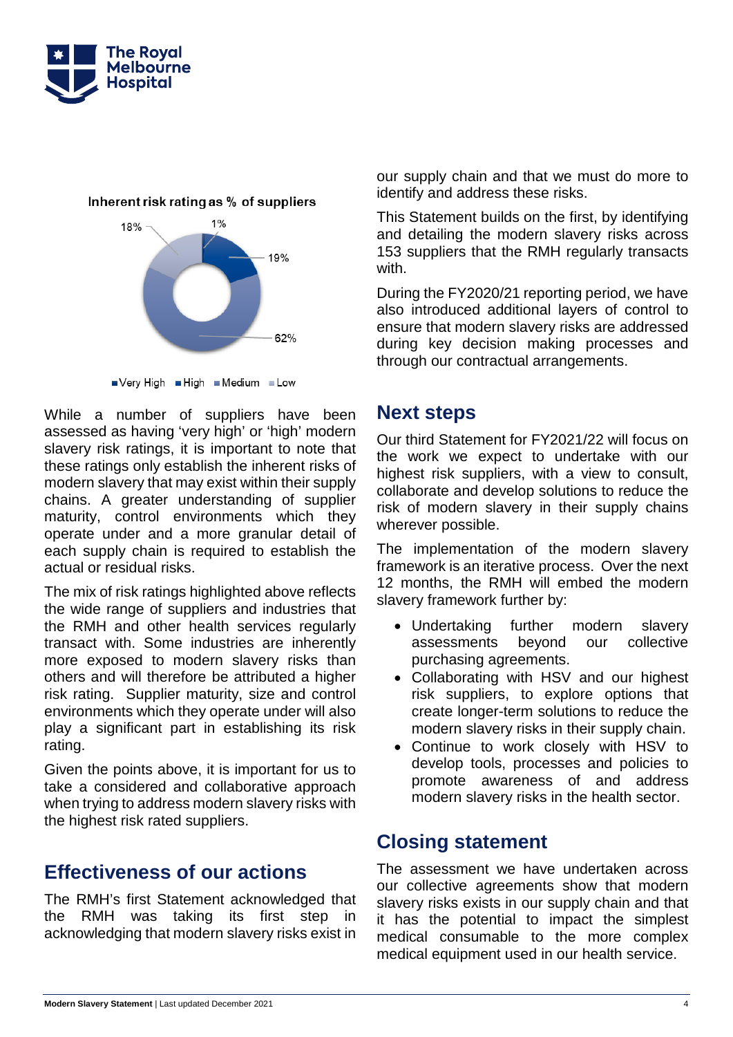Inherent risk rating as % of suppliers

- Very High: 1%
- High: 19%
- Medium: 62%
- Low: 18%

While a number of suppliers have been assessed as having 'very high' or 'high' modern slavery risk ratings, it is important to note that these ratings only establish the inherent risks of modern slavery that may exist within their supply chains. A greater understanding of supplier maturity, control environments which they operate under and a more granular detail of each supply chain is required to establish the actual or residual risks.

The mix of risk ratings highlighted above reflects the wide range of suppliers and industries that the RMH and other health services regularly transact with. Some industries are inherently more exposed to modern slavery risks than others and will therefore be attributed a higher risk rating. Supplier maturity, size and control environments which they operate under will also play a significant part in establishing its risk rating.

Given the points above, it is important for us to take a considered and collaborative approach when trying to address modern slavery risks with the highest risk rated suppliers.

## Effectiveness of our actions

The RMH's first Statement acknowledged that the RMH was taking its first step in acknowledging that modern slavery risks exist in our supply chain and that we must do more to identify and address these risks.

This Statement builds on the first, by identifying and detailing the modern slavery risks across 153 suppliers that the RMH regularly transacts with.

During the FY2020/21 reporting period, we have also introduced additional layers of control to ensure that modern slavery risks are addressed during key decision making processes and through our contractual arrangements.

## Next steps

Our third Statement for FY2021/22 will focus on the work we expect to undertake with our highest risk suppliers, with a view to consult, collaborate and develop solutions to reduce the risk of modern slavery in their supply chains wherever possible.

The implementation of the modern slavery framework is an iterative process. Over the next 12 months, the RMH will embed the modern slavery framework further by:

- Undertaking further modern slavery assessments beyond our collective purchasing agreements.
- Collaborating with HSV and our highest risk suppliers, to explore options that create longer-term solutions to reduce the modern slavery risks in their supply chain.
- Continue to work closely with HSV to develop tools, processes and policies to promote awareness of and address modern slavery risks in the health sector.

## Closing statement

The assessment we have undertaken across our collective agreements show that modern slavery risks exists in our supply chain and that it has the potential to impact the simplest medical consumable to the more complex medical equipment used in our health service.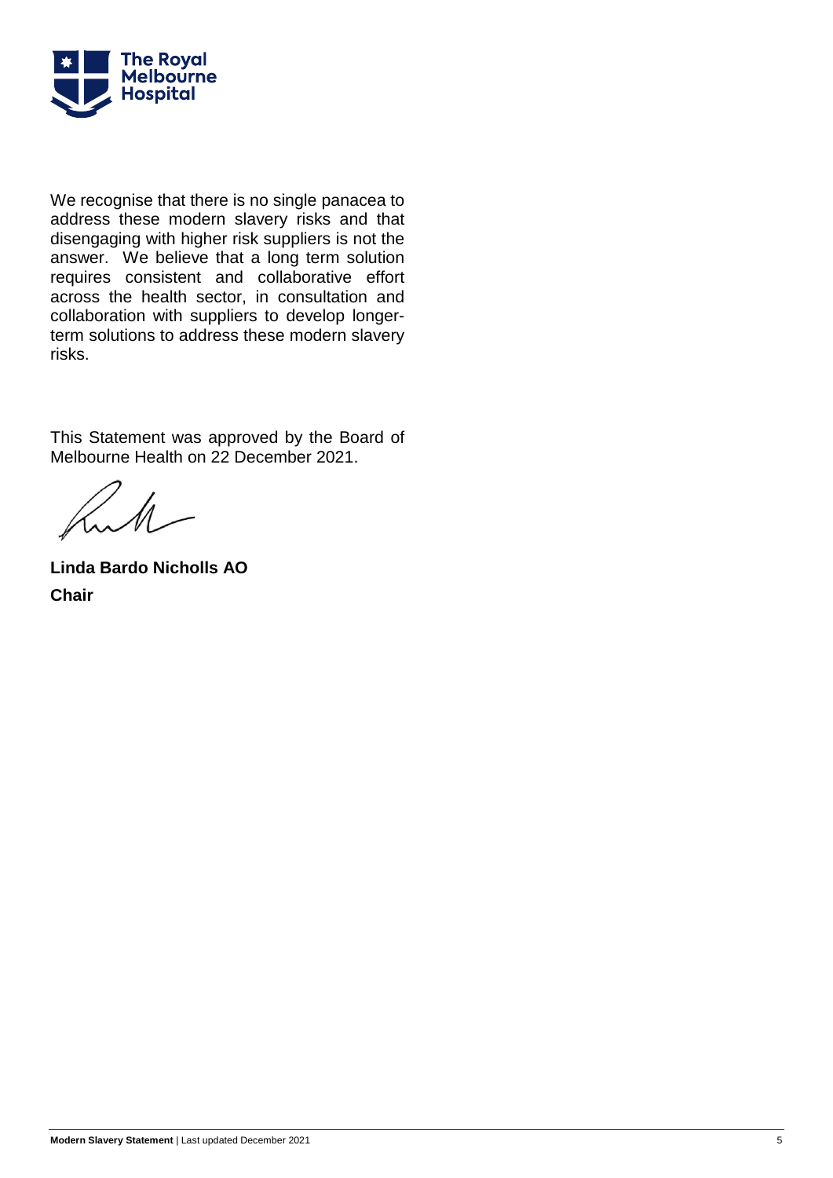We recognise that there is no single panacea to address these modern slavery risks and that disengaging with higher risk suppliers is not the answer. We believe that a long term solution requires consistent and collaborative effort across the health sector, in consultation and collaboration with suppliers to develop longer-term solutions to address these modern slavery risks.

This Statement was approved by the Board of Melbourne Health on 22 December 2021.

**Linda Bardo Nicholls AO**

**Chair**